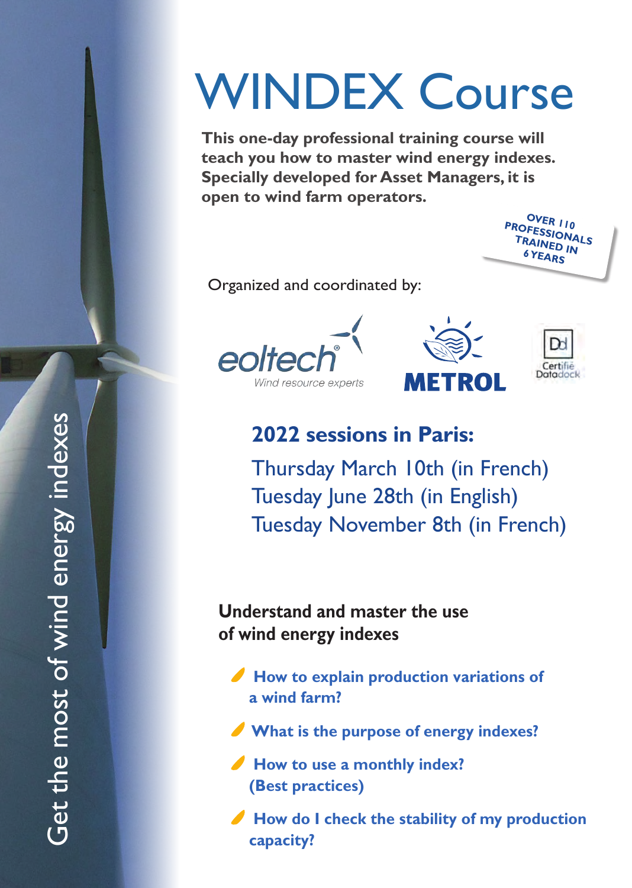# WINDEX Course

**This one-day professional training course will teach you how to master wind energy indexes. Specially developed for Asset Managers, it is open to wind farm operators.**

OVER 110 PROFESSIONALS TRAINED IN 6 YEARS

Organized and coordinated by:

eoltech® Wind resource experts

METROL

Certifié Datadock

## 2022 sessions in Paris:

Thursday March 10th (in French)
Tuesday June 28th (in English)
Tuesday November 8th (in French)

Get the most of wind energy indexes

### Understand and master the use of wind energy indexes

- **How to explain production variations of a wind farm?**
- **What is the purpose of energy indexes?**
- **How to use a monthly index? (Best practices)**
- **How do I check the stability of my production capacity?**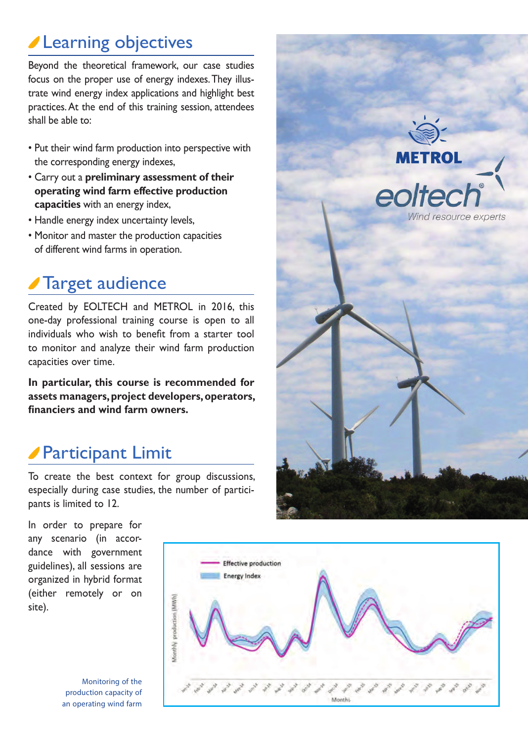## Learning objectives

Beyond the theoretical framework, our case studies focus on the proper use of energy indexes. They illustrate wind energy index applications and highlight best practices. At the end of this training session, attendees shall be able to:

- Put their wind farm production into perspective with the corresponding energy indexes,
- Carry out a **preliminary assessment of their operating wind farm effective production capacities** with an energy index,
- Handle energy index uncertainty levels,
- Monitor and master the production capacities of different wind farms in operation.

## Target audience

Created by EOLTECH and METROL in 2016, this one-day professional training course is open to all individuals who wish to benefit from a starter tool to monitor and analyze their wind farm production capacities over time.

**In particular, this course is recommended for assets managers, project developers, operators, financiers and wind farm owners.**

## Participant Limit

To create the best context for group discussions, especially during case studies, the number of participants is limited to 12.

In order to prepare for any scenario (in accordance with government guidelines), all sessions are organized in hybrid format (either remotely or on site).

Monitoring of the production capacity of an operating wind farm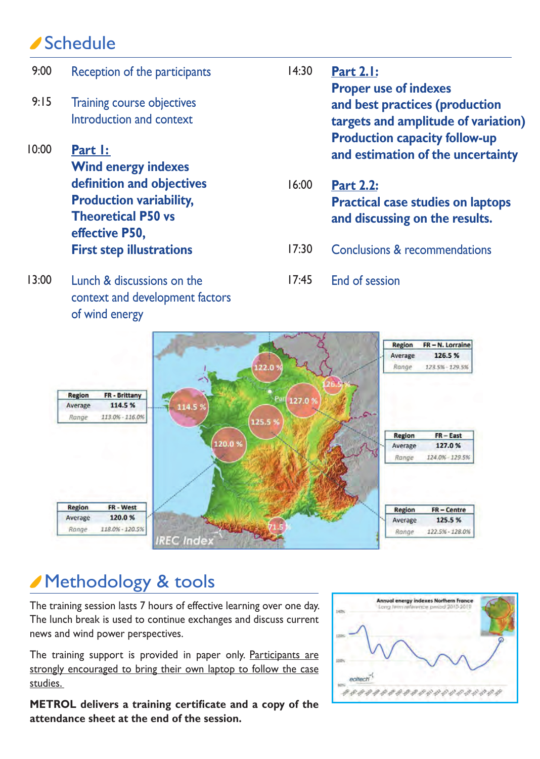## Schedule

| | |
|---|---|
| 9:00 | Reception of the participants |
| 9:15 | Training course objectives<br>Introduction and context |
| 10:00 | **Part 1:**<br>**Wind energy indexes definition and objectives**<br>**Production variability,**<br>**Theoretical P50 vs effective P50,**<br>**First step illustrations** |
| 13:00 | Lunch & discussions on the context and development factors of wind energy |
| 14:30 | **Part 2.1:**<br>**Proper use of indexes and best practices (production targets and amplitude of variation)**<br>**Production capacity follow-up and estimation of the uncertainty** |
| 16:00 | **Part 2.2:**<br>**Practical case studies on laptops and discussing on the results.** |
| 17:30 | Conclusions & recommendations |
| 17:45 | End of session |

## Methodology & tools

The training session lasts 7 hours of effective learning over one day. The lunch break is used to continue exchanges and discuss current news and wind power perspectives.

The training support is provided in paper only. Participants are strongly encouraged to bring their own laptop to follow the case studies.

**METROL delivers a training certificate and a copy of the attendance sheet at the end of the session.**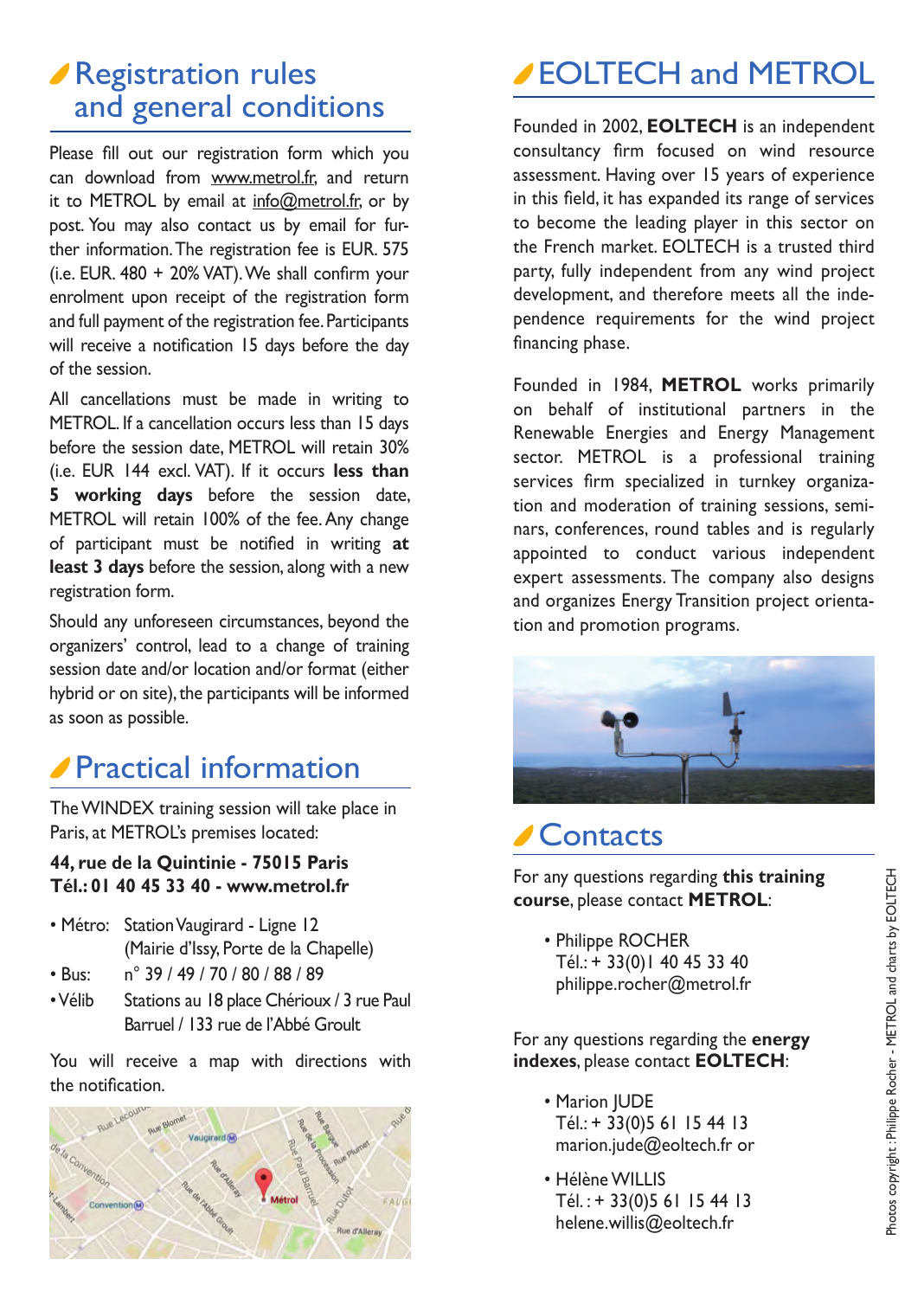# Registration rules and general conditions

Please fill out our registration form which you can download from www.metrol.fr, and return it to METROL by email at info@metrol.fr, or by post. You may also contact us by email for further information. The registration fee is EUR. 575 (i.e. EUR. 480 + 20% VAT). We shall confirm your enrolment upon receipt of the registration form and full payment of the registration fee. Participants will receive a notification 15 days before the day of the session.

All cancellations must be made in writing to METROL. If a cancellation occurs less than 15 days before the session date, METROL will retain 30% (i.e. EUR 144 excl. VAT). If it occurs **less than 5 working days** before the session date, METROL will retain 100% of the fee. Any change of participant must be notified in writing **at least 3 days** before the session, along with a new registration form.

Should any unforeseen circumstances, beyond the organizers' control, lead to a change of training session date and/or location and/or format (either hybrid or on site), the participants will be informed as soon as possible.

# Practical information

The WINDEX training session will take place in Paris, at METROL's premises located:

**44, rue de la Quintinie - 75015 Paris**
**Tél.: 01 40 45 33 40 - www.metrol.fr**

- Métro: Station Vaugirard - Ligne 12 (Mairie d'Issy, Porte de la Chapelle)
- Bus: n° 39 / 49 / 70 / 80 / 88 / 89
- Vélib Stations au 18 place Chérioux / 3 rue Paul Barruel / 133 rue de l'Abbé Groult

You will receive a map with directions with the notification.

# EOLTECH and METROL

Founded in 2002, **EOLTECH** is an independent consultancy firm focused on wind resource assessment. Having over 15 years of experience in this field, it has expanded its range of services to become the leading player in this sector on the French market. EOLTECH is a trusted third party, fully independent from any wind project development, and therefore meets all the independence requirements for the wind project financing phase.

Founded in 1984, **METROL** works primarily on behalf of institutional partners in the Renewable Energies and Energy Management sector. METROL is a professional training services firm specialized in turnkey organization and moderation of training sessions, seminars, conferences, round tables and is regularly appointed to conduct various independent expert assessments. The company also designs and organizes Energy Transition project orientation and promotion programs.

# Contacts

For any questions regarding **this training course**, please contact **METROL**:

- Philippe ROCHER
  Tél.: + 33(0)1 40 45 33 40
  philippe.rocher@metrol.fr

For any questions regarding the **energy indexes**, please contact **EOLTECH**:

- Marion JUDE
  Tél.: + 33(0)5 61 15 44 13
  marion.jude@eoltech.fr or
- Hélène WILLIS
  Tél. : + 33(0)5 61 15 44 13
  helene.willis@eoltech.fr

Photos copyright : Philippe Rocher - METROL and charts by EOLTECH